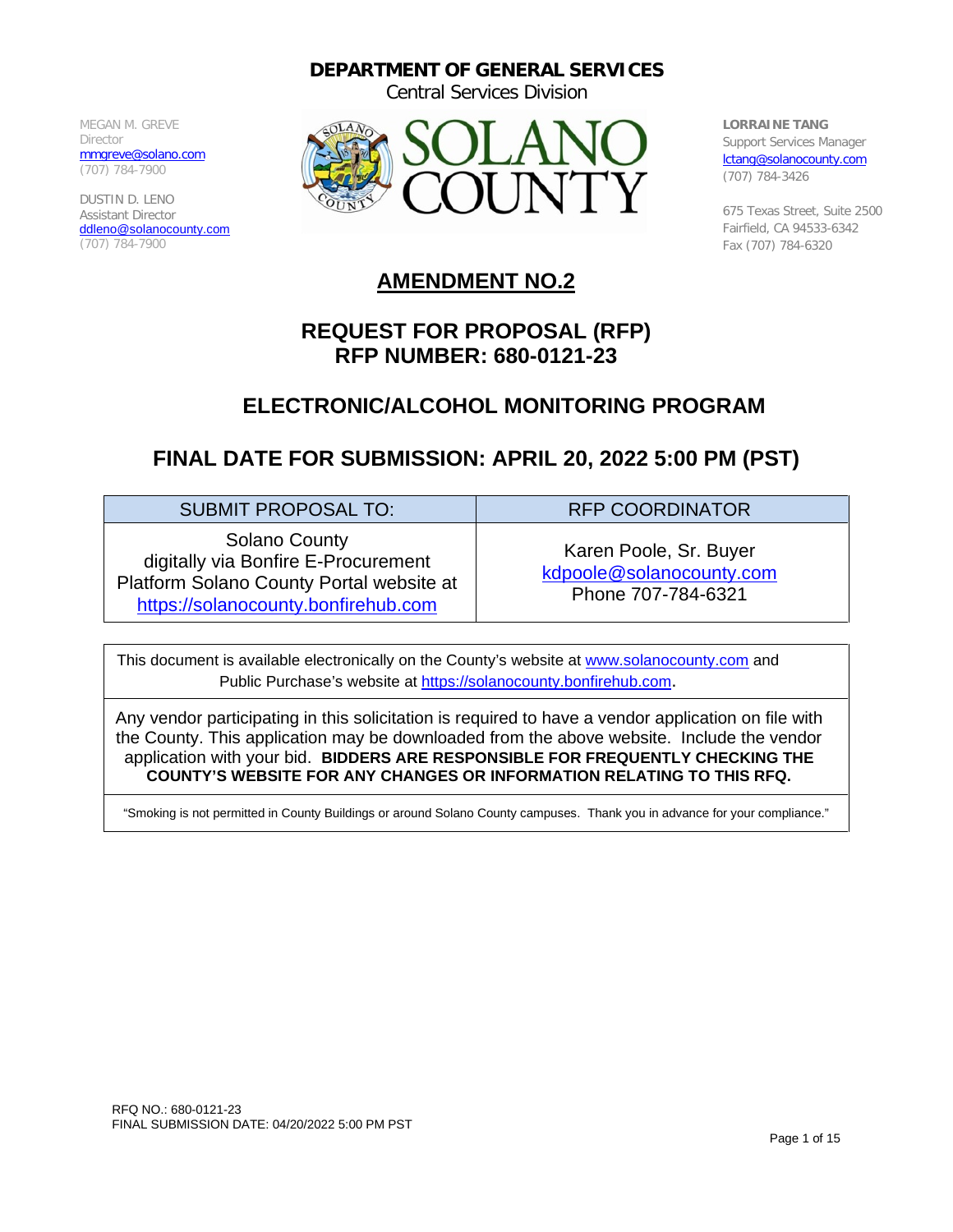**DEPARTMENT OF GENERAL SERVICES**
Central Services Division

MEGAN M. GREVE
Director
mmgreve@solano.com
(707) 784-7900

DUSTIN D. LENO
Assistant Director
ddleno@solanocounty.com
(707) 784-7900

SOLANO COUNTY

LORRAINE TANG
Support Services Manager
lctang@solanocounty.com
(707) 784-3426

675 Texas Street, Suite 2500
Fairfield, CA 94533-6342
Fax (707) 784-6320

# AMENDMENT NO.2

## REQUEST FOR PROPOSAL (RFP)
## RFP NUMBER: 680-0121-23

## ELECTRONIC/ALCOHOL MONITORING PROGRAM

## FINAL DATE FOR SUBMISSION: APRIL 20, 2022 5:00 PM (PST)

| SUBMIT PROPOSAL TO: | RFP COORDINATOR |
|---|---|
| Solano County digitally via Bonfire E-Procurement Platform Solano County Portal website at https://solanocounty.bonfirehub.com | Karen Poole, Sr. Buyer kdpoole@solanocounty.com Phone 707-784-6321 |

This document is available electronically on the County's website at www.solanocounty.com and Public Purchase's website at https://solanocounty.bonfirehub.com.

Any vendor participating in this solicitation is required to have a vendor application on file with the County. This application may be downloaded from the above website. Include the vendor application with your bid. **BIDDERS ARE RESPONSIBLE FOR FREQUENTLY CHECKING THE COUNTY'S WEBSITE FOR ANY CHANGES OR INFORMATION RELATING TO THIS RFQ.**

"Smoking is not permitted in County Buildings or around Solano County campuses. Thank you in advance for your compliance."

RFQ NO.: 680-0121-23
FINAL SUBMISSION DATE: 04/20/2022 5:00 PM PST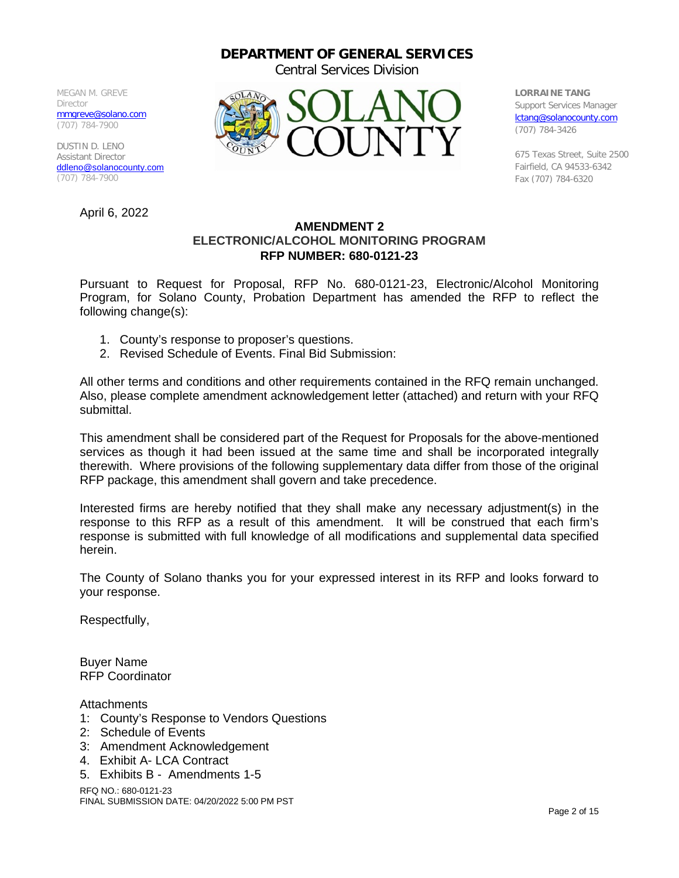## DEPARTMENT OF GENERAL SERVICES

Central Services Division

MEGAN M. GREVE
Director
mmgreve@solano.com
(707) 784-7900

DUSTIN D. LENO
Assistant Director
ddleno@solanocounty.com
(707) 784-7900

SOLANO COUNTY

**LORRAINE TANG**
Support Services Manager
lctang@solanocounty.com
(707) 784-3426

675 Texas Street, Suite 2500
Fairfield, CA 94533-6342
Fax (707) 784-6320

April 6, 2022

**AMENDMENT 2**
**ELECTRONIC/ALCOHOL MONITORING PROGRAM**
**RFP NUMBER: 680-0121-23**

Pursuant to Request for Proposal, RFP No. 680-0121-23, Electronic/Alcohol Monitoring Program, for Solano County, Probation Department has amended the RFP to reflect the following change(s):

1. County's response to proposer's questions.
2. Revised Schedule of Events. Final Bid Submission:

All other terms and conditions and other requirements contained in the RFQ remain unchanged. Also, please complete amendment acknowledgement letter (attached) and return with your RFQ submittal.

This amendment shall be considered part of the Request for Proposals for the above-mentioned services as though it had been issued at the same time and shall be incorporated integrally therewith. Where provisions of the following supplementary data differ from those of the original RFP package, this amendment shall govern and take precedence.

Interested firms are hereby notified that they shall make any necessary adjustment(s) in the response to this RFP as a result of this amendment. It will be construed that each firm's response is submitted with full knowledge of all modifications and supplemental data specified herein.

The County of Solano thanks you for your expressed interest in its RFP and looks forward to your response.

Respectfully,

Buyer Name
RFP Coordinator

Attachments
1: County's Response to Vendors Questions
2: Schedule of Events
3: Amendment Acknowledgement
4. Exhibit A- LCA Contract
5. Exhibits B - Amendments 1-5

RFQ NO.: 680-0121-23
FINAL SUBMISSION DATE: 04/20/2022 5:00 PM PST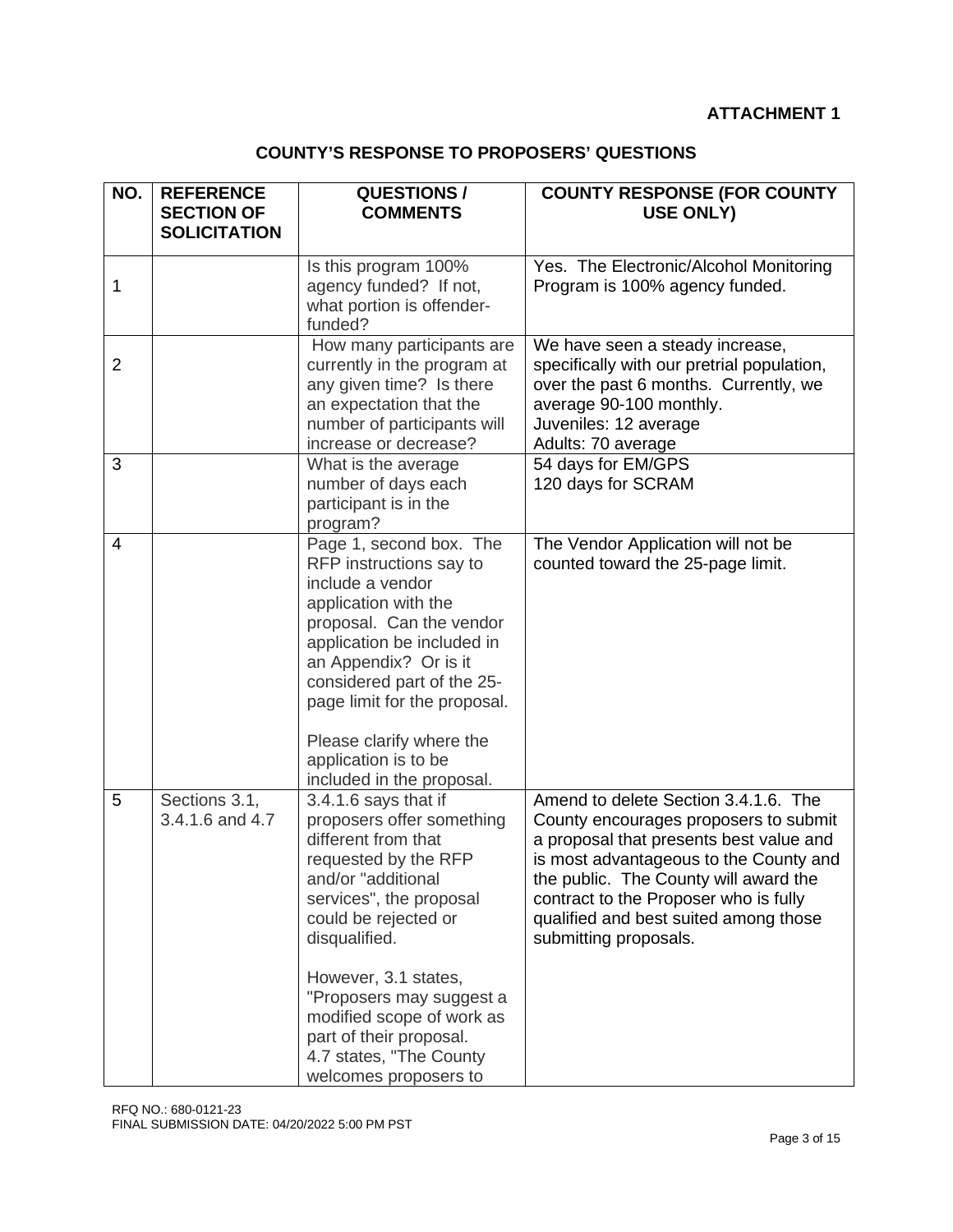**ATTACHMENT 1**

## COUNTY'S RESPONSE TO PROPOSERS' QUESTIONS

| NO. | REFERENCE SECTION OF SOLICITATION | QUESTIONS / COMMENTS | COUNTY RESPONSE (FOR COUNTY USE ONLY) |
|---|---|---|---|
| 1 | | Is this program 100% agency funded? If not, what portion is offender-funded? | Yes. The Electronic/Alcohol Monitoring Program is 100% agency funded. |
| 2 | | How many participants are currently in the program at any given time? Is there an expectation that the number of participants will increase or decrease? | We have seen a steady increase, specifically with our pretrial population, over the past 6 months. Currently, we average 90-100 monthly.<br>Juveniles: 12 average<br>Adults: 70 average |
| 3 | | What is the average number of days each participant is in the program? | 54 days for EM/GPS<br>120 days for SCRAM |
| 4 | | Page 1, second box. The RFP instructions say to include a vendor application with the proposal. Can the vendor application be included in an Appendix? Or is it considered part of the 25-page limit for the proposal.<br><br>Please clarify where the application is to be included in the proposal. | The Vendor Application will not be counted toward the 25-page limit. |
| 5 | Sections 3.1, 3.4.1.6 and 4.7 | 3.4.1.6 says that if proposers offer something different from that requested by the RFP and/or "additional services", the proposal could be rejected or disqualified.<br><br>However, 3.1 states, "Proposers may suggest a modified scope of work as part of their proposal.<br>4.7 states, "The County welcomes proposers to | Amend to delete Section 3.4.1.6. The County encourages proposers to submit a proposal that presents best value and is most advantageous to the County and the public. The County will award the contract to the Proposer who is fully qualified and best suited among those submitting proposals. |

RFQ NO.: 680-0121-23
FINAL SUBMISSION DATE: 04/20/2022 5:00 PM PST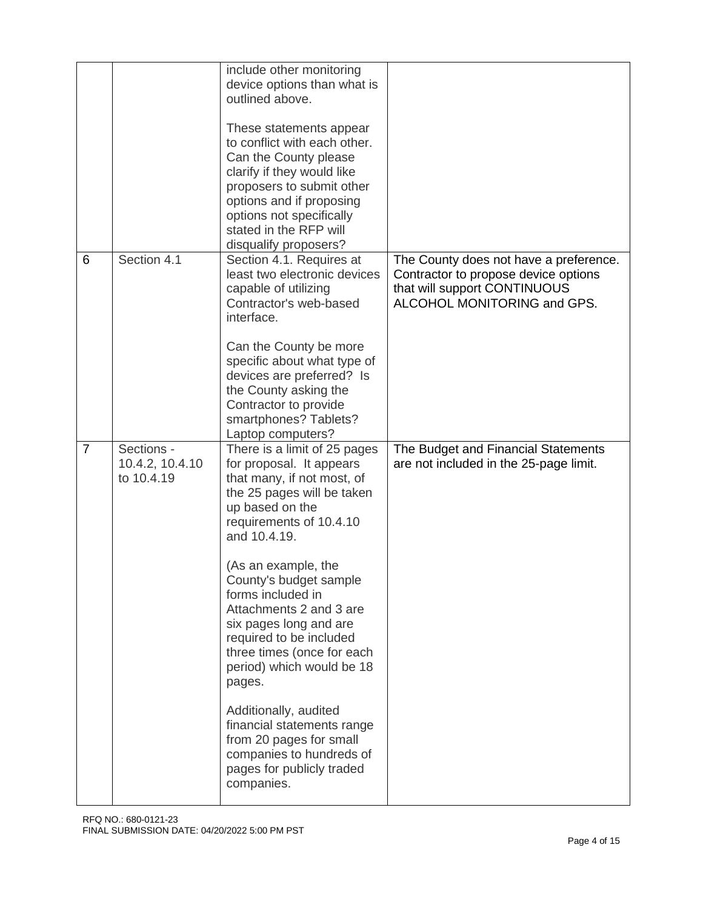| | | | |
|---|---|---|---|
| | | include other monitoring device options than what is outlined above.<br><br>These statements appear to conflict with each other. Can the County please clarify if they would like proposers to submit other options and if proposing options not specifically stated in the RFP will disqualify proposers? | |
| 6 | Section 4.1 | Section 4.1. Requires at least two electronic devices capable of utilizing Contractor's web-based interface.<br><br>Can the County be more specific about what type of devices are preferred? Is the County asking the Contractor to provide smartphones? Tablets? Laptop computers? | The County does not have a preference. Contractor to propose device options that will support CONTINUOUS ALCOHOL MONITORING and GPS. |
| 7 | Sections - 10.4.2, 10.4.10 to 10.4.19 | There is a limit of 25 pages for proposal. It appears that many, if not most, of the 25 pages will be taken up based on the requirements of 10.4.10 and 10.4.19.<br><br>(As an example, the County's budget sample forms included in Attachments 2 and 3 are six pages long and are required to be included three times (once for each period) which would be 18 pages.<br><br>Additionally, audited financial statements range from 20 pages for small companies to hundreds of pages for publicly traded companies. | The Budget and Financial Statements are not included in the 25-page limit. |

RFQ NO.: 680-0121-23
FINAL SUBMISSION DATE: 04/20/2022 5:00 PM PST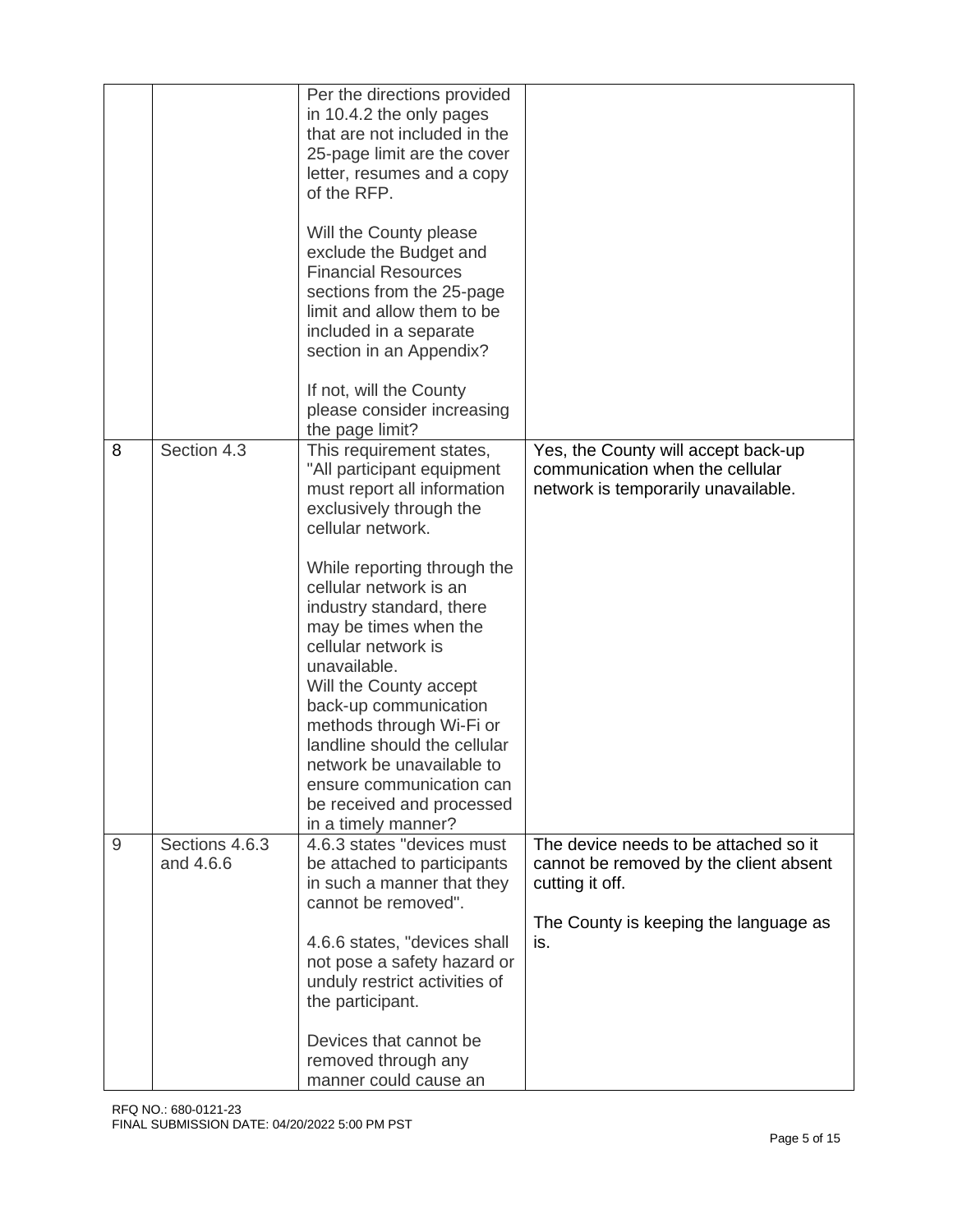| | | | |
|---|---|---|---|
| | | Per the directions provided in 10.4.2 the only pages that are not included in the 25-page limit are the cover letter, resumes and a copy of the RFP.<br><br>Will the County please exclude the Budget and Financial Resources sections from the 25-page limit and allow them to be included in a separate section in an Appendix?<br><br>If not, will the County please consider increasing the page limit? | |
| 8 | Section 4.3 | This requirement states, "All participant equipment must report all information exclusively through the cellular network.<br><br>While reporting through the cellular network is an industry standard, there may be times when the cellular network is unavailable.<br>Will the County accept back-up communication methods through Wi-Fi or landline should the cellular network be unavailable to ensure communication can be received and processed in a timely manner? | Yes, the County will accept back-up communication when the cellular network is temporarily unavailable. |
| 9 | Sections 4.6.3 and 4.6.6 | 4.6.3 states "devices must be attached to participants in such a manner that they cannot be removed".<br><br>4.6.6 states, "devices shall not pose a safety hazard or unduly restrict activities of the participant.<br><br>Devices that cannot be removed through any manner could cause an | The device needs to be attached so it cannot be removed by the client absent cutting it off.<br><br>The County is keeping the language as is. |

RFQ NO.: 680-0121-23
FINAL SUBMISSION DATE: 04/20/2022 5:00 PM PST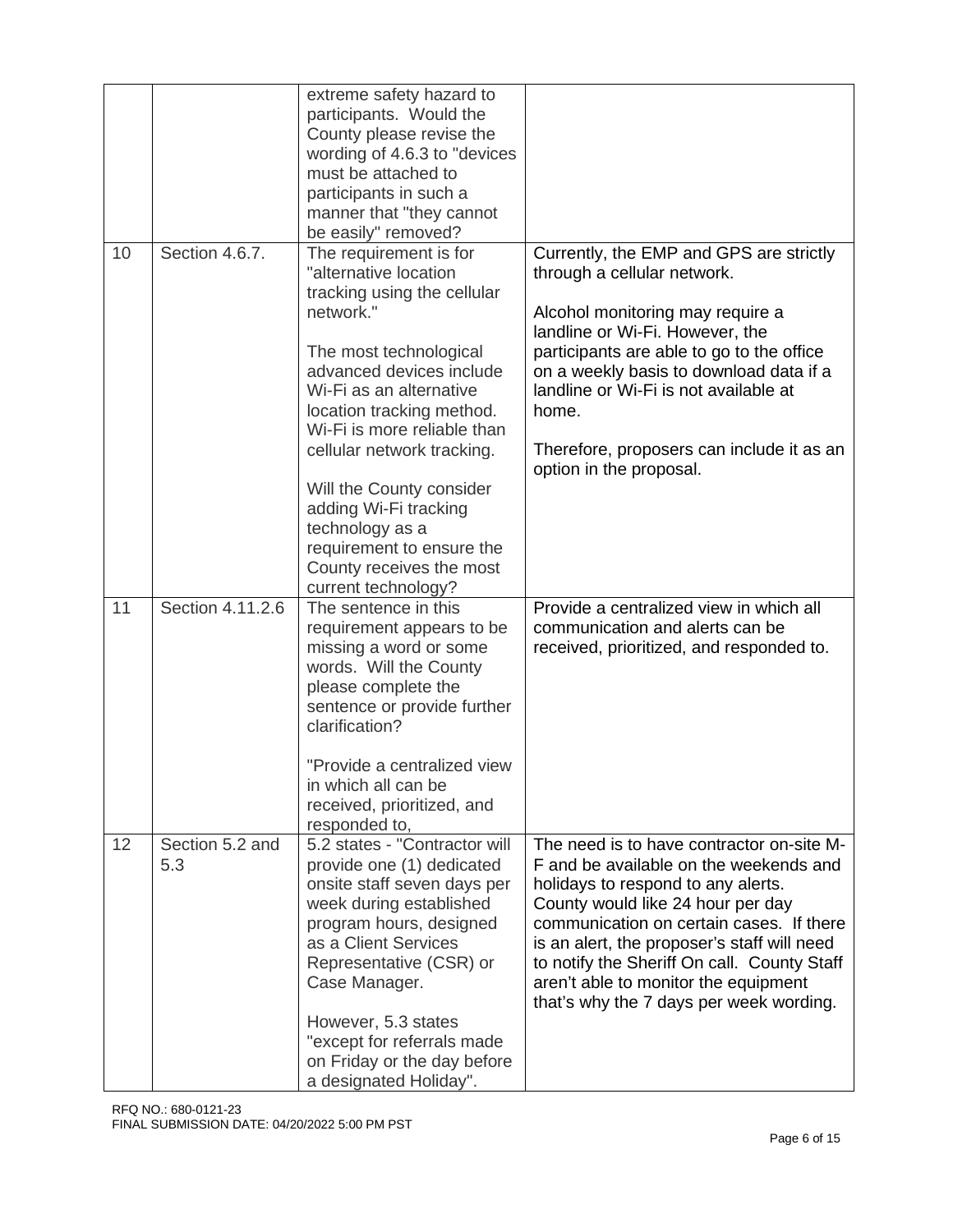| | | | |
|---|---|---|---|
| | | extreme safety hazard to participants. Would the County please revise the wording of 4.6.3 to "devices must be attached to participants in such a manner that "they cannot be easily" removed? | |
| 10 | Section 4.6.7. | The requirement is for "alternative location tracking using the cellular network."<br><br>The most technological advanced devices include Wi-Fi as an alternative location tracking method. Wi-Fi is more reliable than cellular network tracking.<br><br>Will the County consider adding Wi-Fi tracking technology as a requirement to ensure the County receives the most current technology? | Currently, the EMP and GPS are strictly through a cellular network.<br><br>Alcohol monitoring may require a landline or Wi-Fi. However, the participants are able to go to the office on a weekly basis to download data if a landline or Wi-Fi is not available at home.<br><br>Therefore, proposers can include it as an option in the proposal. |
| 11 | Section 4.11.2.6 | The sentence in this requirement appears to be missing a word or some words. Will the County please complete the sentence or provide further clarification?<br><br>"Provide a centralized view in which all can be received, prioritized, and responded to, | Provide a centralized view in which all communication and alerts can be received, prioritized, and responded to. |
| 12 | Section 5.2 and 5.3 | 5.2 states - "Contractor will provide one (1) dedicated onsite staff seven days per week during established program hours, designed as a Client Services Representative (CSR) or Case Manager.<br><br>However, 5.3 states "except for referrals made on Friday or the day before a designated Holiday". | The need is to have contractor on-site M-F and be available on the weekends and holidays to respond to any alerts. County would like 24 hour per day communication on certain cases. If there is an alert, the proposer's staff will need to notify the Sheriff On call. County Staff aren't able to monitor the equipment that's why the 7 days per week wording. |

RFQ NO.: 680-0121-23
FINAL SUBMISSION DATE: 04/20/2022 5:00 PM PST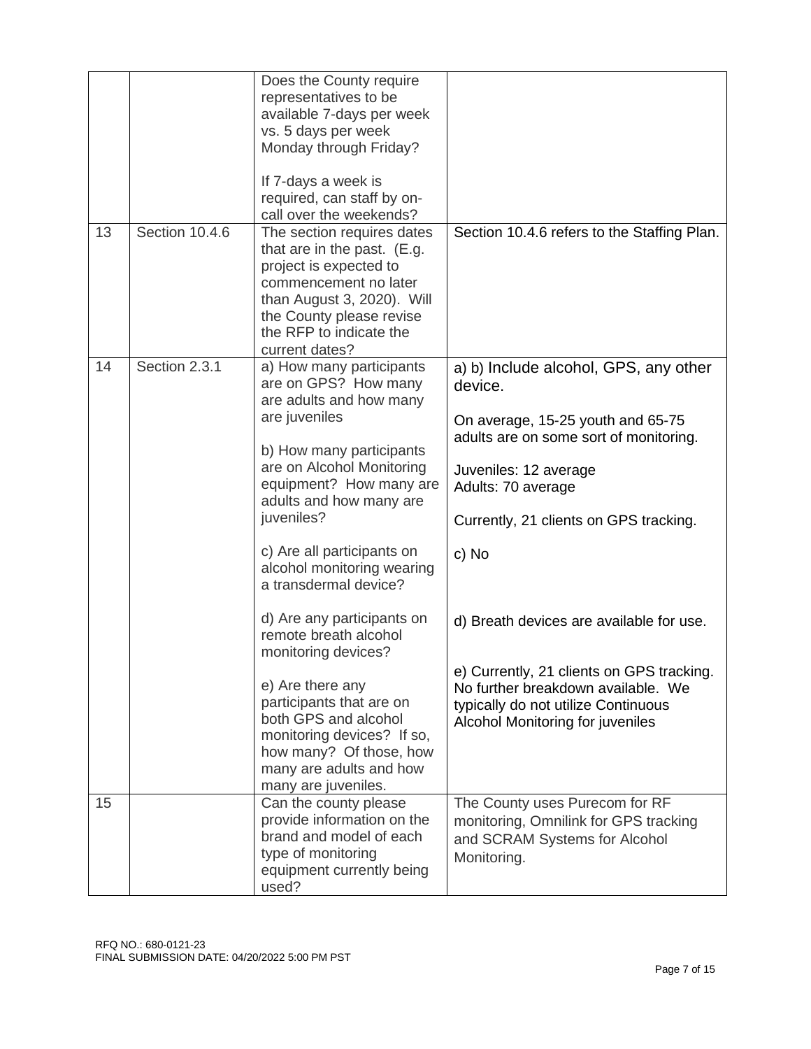| | | | |
|---|---|---|---|
| | | Does the County require representatives to be available 7-days per week vs. 5 days per week Monday through Friday?<br><br>If 7-days a week is required, can staff by on-call over the weekends? | |
| 13 | Section 10.4.6 | The section requires dates that are in the past. (E.g. project is expected to commencement no later than August 3, 2020). Will the County please revise the RFP to indicate the current dates? | Section 10.4.6 refers to the Staffing Plan. |
| 14 | Section 2.3.1 | a) How many participants are on GPS? How many are adults and how many are juveniles<br><br>b) How many participants are on Alcohol Monitoring equipment? How many are adults and how many are juveniles?<br><br>c) Are all participants on alcohol monitoring wearing a transdermal device?<br><br>d) Are any participants on remote breath alcohol monitoring devices?<br><br>e) Are there any participants that are on both GPS and alcohol monitoring devices? If so, how many? Of those, how many are adults and how many are juveniles. | a) b) Include alcohol, GPS, any other device.<br><br>On average, 15-25 youth and 65-75 adults are on some sort of monitoring.<br><br>Juveniles: 12 average<br>Adults: 70 average<br><br>Currently, 21 clients on GPS tracking.<br><br>c) No<br><br>d) Breath devices are available for use.<br><br>e) Currently, 21 clients on GPS tracking. No further breakdown available. We typically do not utilize Continuous Alcohol Monitoring for juveniles |
| 15 | | Can the county please provide information on the brand and model of each type of monitoring equipment currently being used? | The County uses Purecom for RF monitoring, Omnilink for GPS tracking and SCRAM Systems for Alcohol Monitoring. |

RFQ NO.: 680-0121-23
FINAL SUBMISSION DATE: 04/20/2022 5:00 PM PST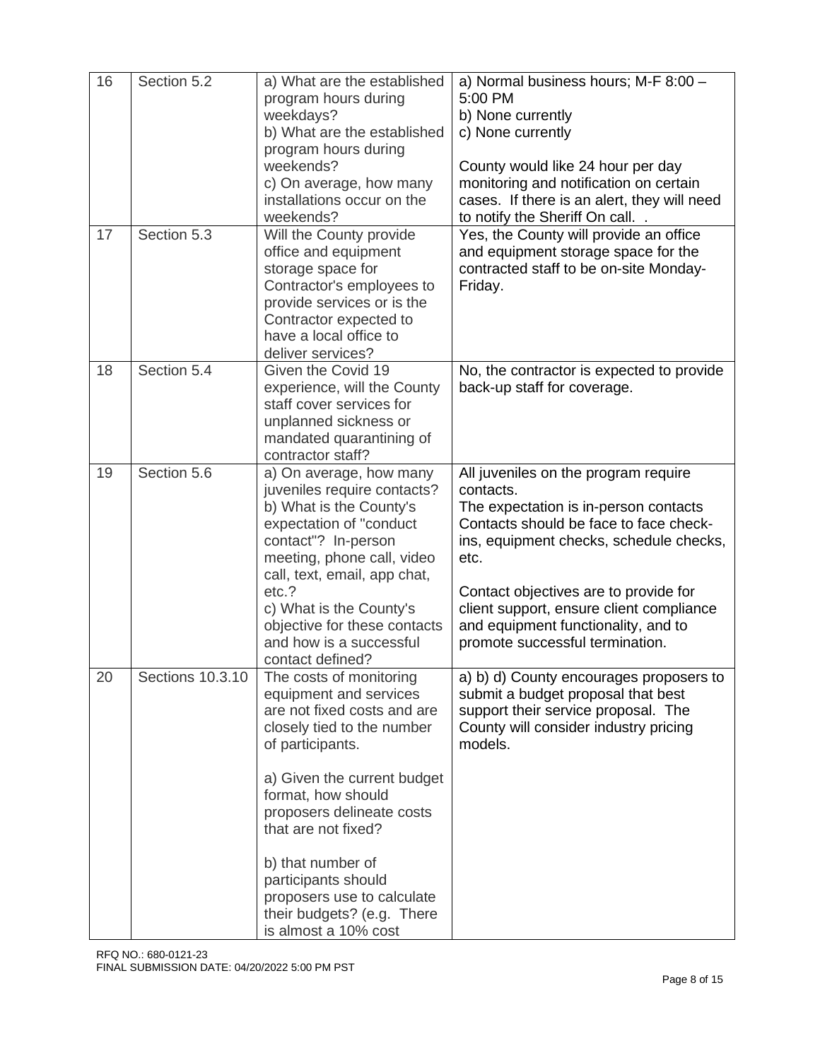| 16 | Section 5.2 | a) What are the established program hours during weekdays?<br>b) What are the established program hours during weekends?<br>c) On average, how many installations occur on the weekends? | a) Normal business hours; M-F 8:00 – 5:00 PM<br>b) None currently<br>c) None currently<br><br>County would like 24 hour per day monitoring and notification on certain cases. If there is an alert, they will need to notify the Sheriff On call. . |
|---|---|---|---|
| 17 | Section 5.3 | Will the County provide office and equipment storage space for Contractor's employees to provide services or is the Contractor expected to have a local office to deliver services? | Yes, the County will provide an office and equipment storage space for the contracted staff to be on-site Monday-Friday. |
| 18 | Section 5.4 | Given the Covid 19 experience, will the County staff cover services for unplanned sickness or mandated quarantining of contractor staff? | No, the contractor is expected to provide back-up staff for coverage. |
| 19 | Section 5.6 | a) On average, how many juveniles require contacts?<br>b) What is the County's expectation of "conduct contact"? In-person meeting, phone call, video call, text, email, app chat, etc.?<br>c) What is the County's objective for these contacts and how is a successful contact defined? | All juveniles on the program require contacts.<br>The expectation is in-person contacts Contacts should be face to face check-ins, equipment checks, schedule checks, etc.<br><br>Contact objectives are to provide for client support, ensure client compliance and equipment functionality, and to promote successful termination. |
| 20 | Sections 10.3.10 | The costs of monitoring equipment and services are not fixed costs and are closely tied to the number of participants.<br><br>a) Given the current budget format, how should proposers delineate costs that are not fixed?<br><br>b) that number of participants should proposers use to calculate their budgets? (e.g. There is almost a 10% cost | a) b) d) County encourages proposers to submit a budget proposal that best support their service proposal. The County will consider industry pricing models. |

RFQ NO.: 680-0121-23
FINAL SUBMISSION DATE: 04/20/2022 5:00 PM PST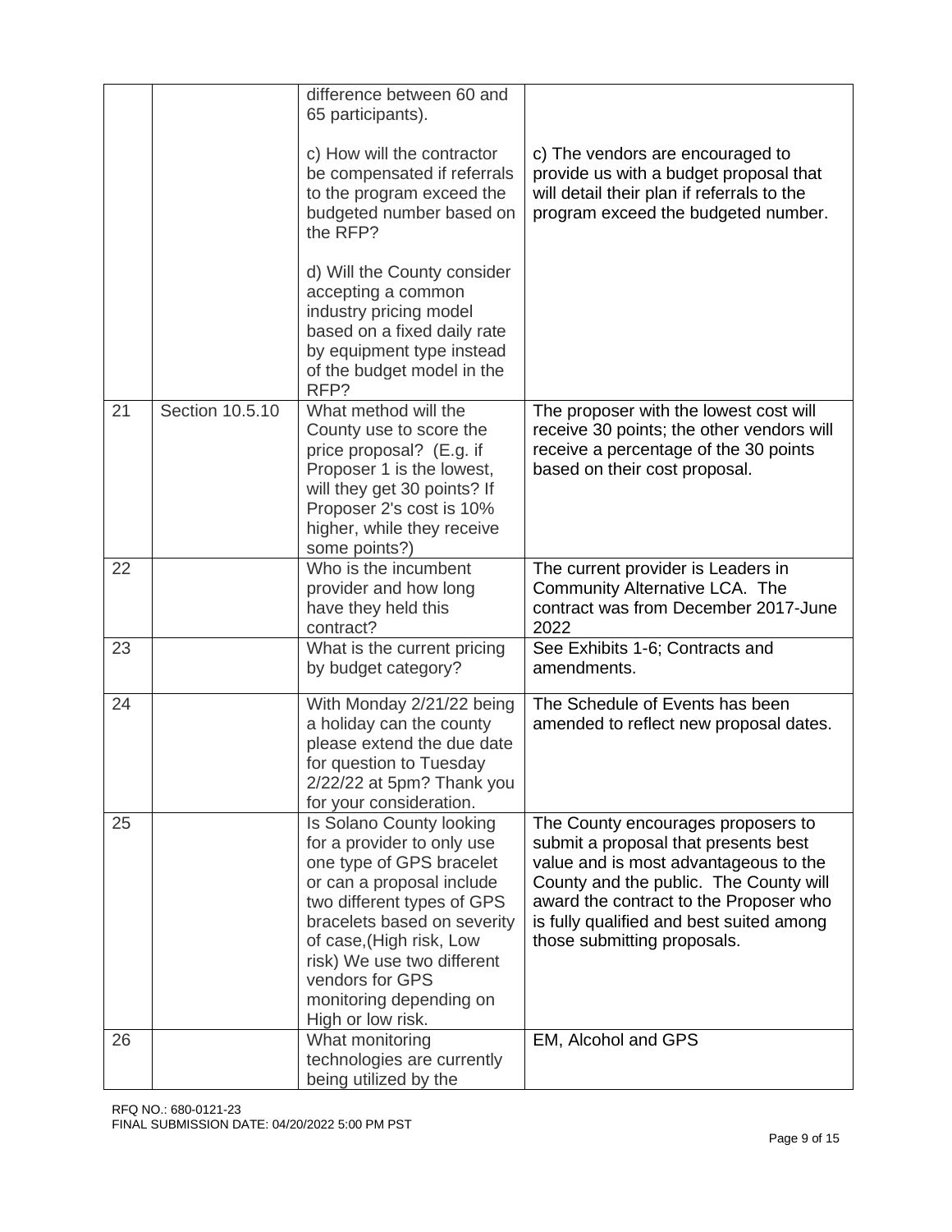| | | | |
|---|---|---|---|
| | | difference between 60 and 65 participants).<br><br>c) How will the contractor be compensated if referrals to the program exceed the budgeted number based on the RFP?<br><br>d) Will the County consider accepting a common industry pricing model based on a fixed daily rate by equipment type instead of the budget model in the RFP? | c) The vendors are encouraged to provide us with a budget proposal that will detail their plan if referrals to the program exceed the budgeted number. |
| 21 | Section 10.5.10 | What method will the County use to score the price proposal? (E.g. if Proposer 1 is the lowest, will they get 30 points? If Proposer 2's cost is 10% higher, while they receive some points?) | The proposer with the lowest cost will receive 30 points; the other vendors will receive a percentage of the 30 points based on their cost proposal. |
| 22 | | Who is the incumbent provider and how long have they held this contract? | The current provider is Leaders in Community Alternative LCA. The contract was from December 2017-June 2022 |
| 23 | | What is the current pricing by budget category? | See Exhibits 1-6; Contracts and amendments. |
| 24 | | With Monday 2/21/22 being a holiday can the county please extend the due date for question to Tuesday 2/22/22 at 5pm? Thank you for your consideration. | The Schedule of Events has been amended to reflect new proposal dates. |
| 25 | | Is Solano County looking for a provider to only use one type of GPS bracelet or can a proposal include two different types of GPS bracelets based on severity of case,(High risk, Low risk) We use two different vendors for GPS monitoring depending on High or low risk. | The County encourages proposers to submit a proposal that presents best value and is most advantageous to the County and the public. The County will award the contract to the Proposer who is fully qualified and best suited among those submitting proposals. |
| 26 | | What monitoring technologies are currently being utilized by the | EM, Alcohol and GPS |

RFQ NO.: 680-0121-23
FINAL SUBMISSION DATE: 04/20/2022 5:00 PM PST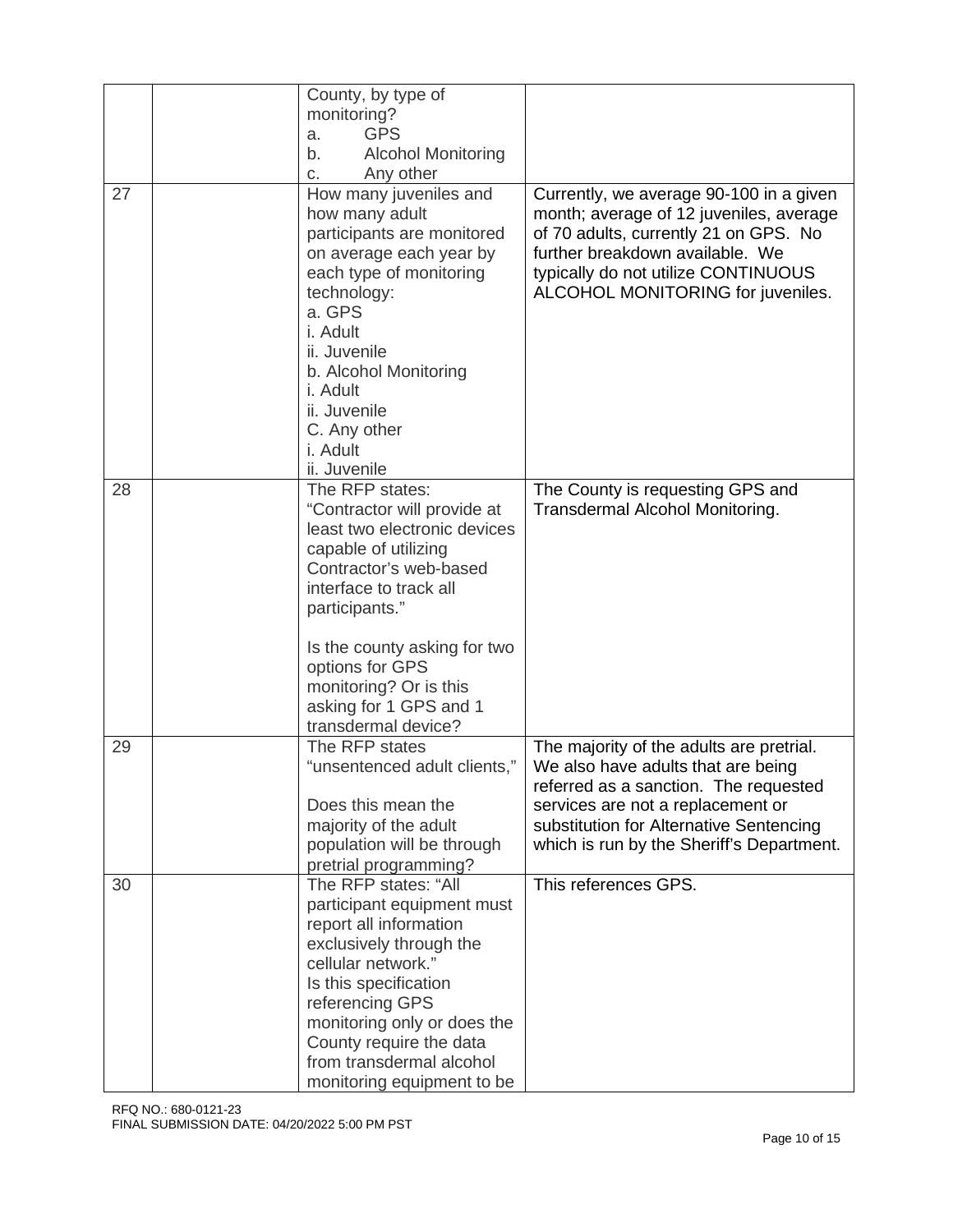| | | | |
|---|---|---|---|
| | | County, by type of monitoring?<br>a. GPS<br>b. Alcohol Monitoring<br>c. Any other | |
| 27 | | How many juveniles and how many adult participants are monitored on average each year by each type of monitoring technology:<br>a. GPS<br>i. Adult<br>ii. Juvenile<br>b. Alcohol Monitoring<br>i. Adult<br>ii. Juvenile<br>C. Any other<br>i. Adult<br>ii. Juvenile | Currently, we average 90-100 in a given month; average of 12 juveniles, average of 70 adults, currently 21 on GPS. No further breakdown available. We typically do not utilize CONTINUOUS ALCOHOL MONITORING for juveniles. |
| 28 | | The RFP states: "Contractor will provide at least two electronic devices capable of utilizing Contractor's web-based interface to track all participants."<br><br>Is the county asking for two options for GPS monitoring? Or is this asking for 1 GPS and 1 transdermal device? | The County is requesting GPS and Transdermal Alcohol Monitoring. |
| 29 | | The RFP states "unsentenced adult clients,"<br><br>Does this mean the majority of the adult population will be through pretrial programming? | The majority of the adults are pretrial. We also have adults that are being referred as a sanction. The requested services are not a replacement or substitution for Alternative Sentencing which is run by the Sheriff's Department. |
| 30 | | The RFP states: "All participant equipment must report all information exclusively through the cellular network."<br>Is this specification referencing GPS monitoring only or does the County require the data from transdermal alcohol monitoring equipment to be | This references GPS. |

RFQ NO.: 680-0121-23
FINAL SUBMISSION DATE: 04/20/2022 5:00 PM PST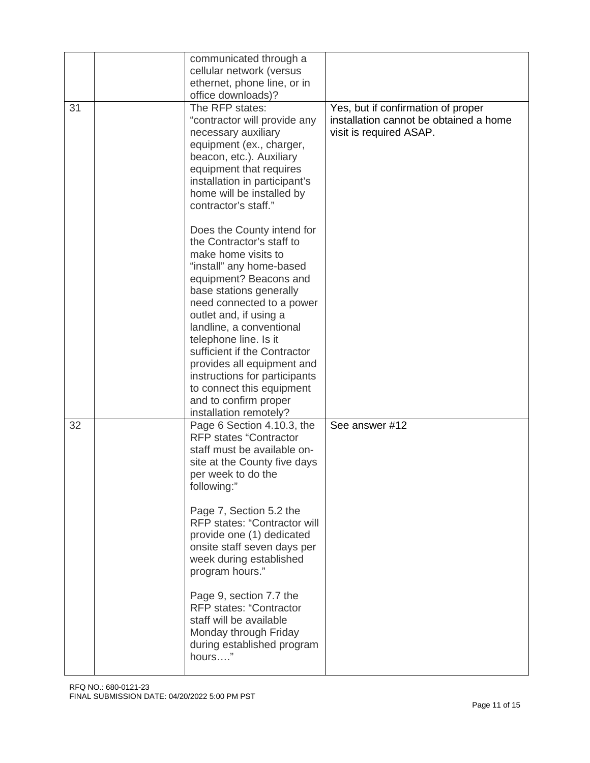| | | | |
|---|---|---|---|
| | | communicated through a cellular network (versus ethernet, phone line, or in office downloads)? | |
| 31 | | The RFP states: "contractor will provide any necessary auxiliary equipment (ex., charger, beacon, etc.). Auxiliary equipment that requires installation in participant's home will be installed by contractor's staff."<br><br>Does the County intend for the Contractor's staff to make home visits to "install" any home-based equipment? Beacons and base stations generally need connected to a power outlet and, if using a landline, a conventional telephone line. Is it sufficient if the Contractor provides all equipment and instructions for participants to connect this equipment and to confirm proper installation remotely? | Yes, but if confirmation of proper installation cannot be obtained a home visit is required ASAP. |
| 32 | | Page 6 Section 4.10.3, the RFP states "Contractor staff must be available on-site at the County five days per week to do the following:"<br><br>Page 7, Section 5.2 the RFP states: "Contractor will provide one (1) dedicated onsite staff seven days per week during established program hours."<br><br>Page 9, section 7.7 the RFP states: "Contractor staff will be available Monday through Friday during established program hours…." | See answer #12 |

RFQ NO.: 680-0121-23
FINAL SUBMISSION DATE: 04/20/2022 5:00 PM PST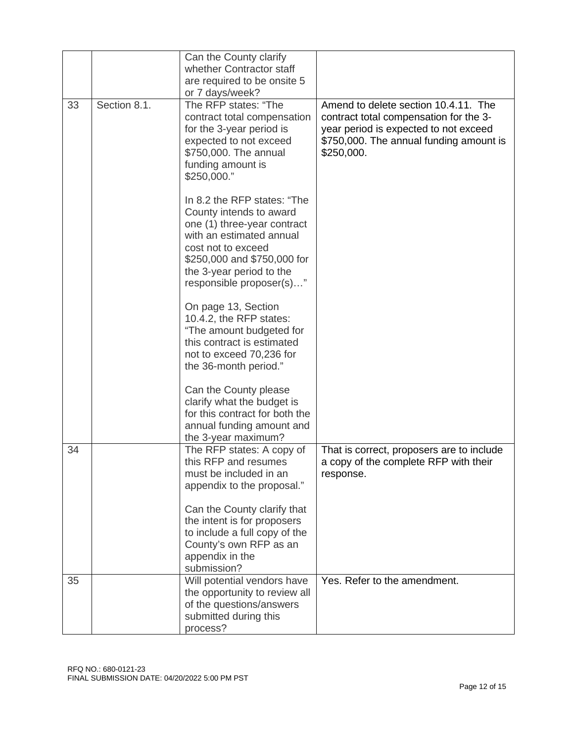|  |  |  |  |
|---|---|---|---|
|  |  | Can the County clarify whether Contractor staff are required to be onsite 5 or 7 days/week? |  |
| 33 | Section 8.1. | The RFP states: "The contract total compensation for the 3-year period is expected to not exceed \$750,000. The annual funding amount is \$250,000."<br><br>In 8.2 the RFP states: "The County intends to award one (1) three-year contract with an estimated annual cost not to exceed \$250,000 and \$750,000 for the 3-year period to the responsible proposer(s)…"<br><br>On page 13, Section 10.4.2, the RFP states: "The amount budgeted for this contract is estimated not to exceed 70,236 for the 36-month period."<br><br>Can the County please clarify what the budget is for this contract for both the annual funding amount and the 3-year maximum? | Amend to delete section 10.4.11. The contract total compensation for the 3-year period is expected to not exceed \$750,000. The annual funding amount is \$250,000. |
| 34 |  | The RFP states: A copy of this RFP and resumes must be included in an appendix to the proposal."<br><br>Can the County clarify that the intent is for proposers to include a full copy of the County's own RFP as an appendix in the submission? | That is correct, proposers are to include a copy of the complete RFP with their response. |
| 35 |  | Will potential vendors have the opportunity to review all of the questions/answers submitted during this process? | Yes. Refer to the amendment. |

RFQ NO.: 680-0121-23
FINAL SUBMISSION DATE: 04/20/2022 5:00 PM PST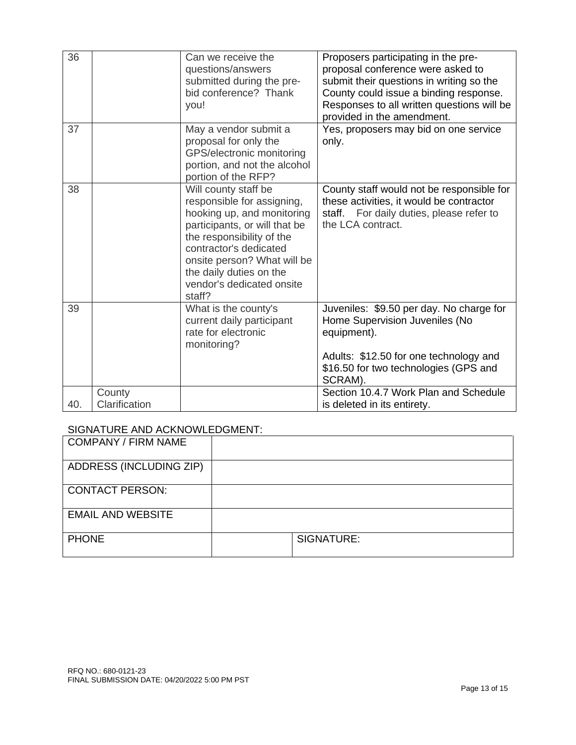| 36 | | Can we receive the questions/answers submitted during the pre-bid conference? Thank you! | Proposers participating in the pre-proposal conference were asked to submit their questions in writing so the County could issue a binding response. Responses to all written questions will be provided in the amendment. |
|---|---|---|---|
| 37 | | May a vendor submit a proposal for only the GPS/electronic monitoring portion, and not the alcohol portion of the RFP? | Yes, proposers may bid on one service only. |
| 38 | | Will county staff be responsible for assigning, hooking up, and monitoring participants, or will that be the responsibility of the contractor's dedicated onsite person? What will be the daily duties on the vendor's dedicated onsite staff? | County staff would not be responsible for these activities, it would be contractor staff. For daily duties, please refer to the LCA contract. |
| 39 | | What is the county's current daily participant rate for electronic monitoring? | Juveniles: \$9.50 per day. No charge for Home Supervision Juveniles (No equipment).<br><br>Adults: \$12.50 for one technology and \$16.50 for two technologies (GPS and SCRAM). |
| 40. | County Clarification | | Section 10.4.7 Work Plan and Schedule is deleted in its entirety. |

SIGNATURE AND ACKNOWLEDGMENT:

| COMPANY / FIRM NAME | | |
|---|---|---|
| ADDRESS (INCLUDING ZIP) | | |
| CONTACT PERSON: | | |
| EMAIL AND WEBSITE | | |
| PHONE | | SIGNATURE: |

RFQ NO.: 680-0121-23
FINAL SUBMISSION DATE: 04/20/2022 5:00 PM PST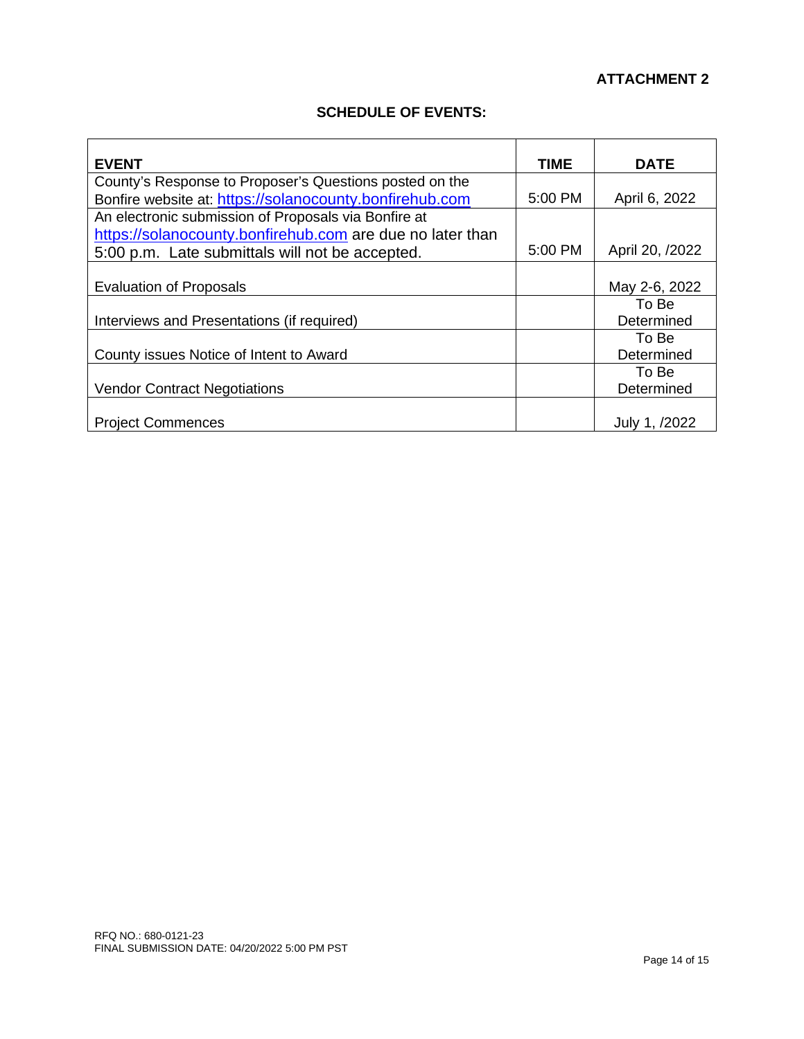**ATTACHMENT 2**

## SCHEDULE OF EVENTS:

| EVENT | TIME | DATE |
|---|---|---|
| County's Response to Proposer's Questions posted on the Bonfire website at: https://solanocounty.bonfirehub.com | 5:00 PM | April 6, 2022 |
| An electronic submission of Proposals via Bonfire at https://solanocounty.bonfirehub.com are due no later than 5:00 p.m. Late submittals will not be accepted. | 5:00 PM | April 20, /2022 |
| Evaluation of Proposals | | May 2-6, 2022 |
| Interviews and Presentations (if required) | | To Be Determined |
| County issues Notice of Intent to Award | | To Be Determined |
| Vendor Contract Negotiations | | To Be Determined |
| Project Commences | | July 1, /2022 |

RFQ NO.: 680-0121-23
FINAL SUBMISSION DATE: 04/20/2022 5:00 PM PST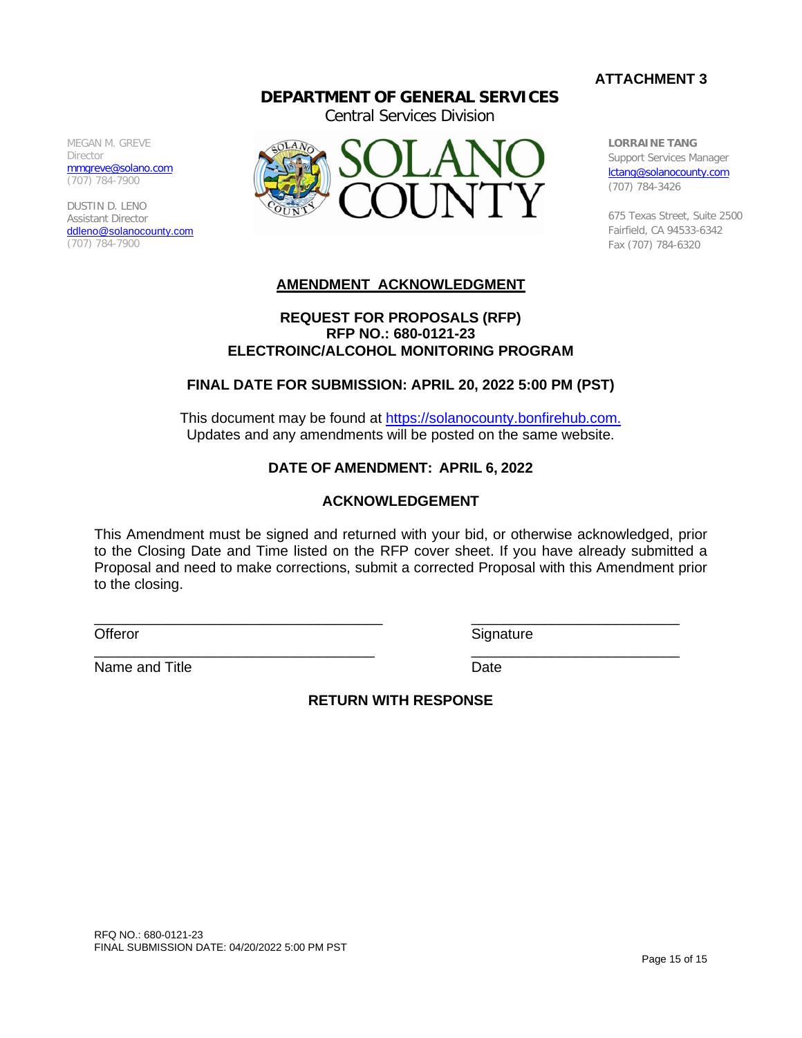**ATTACHMENT 3**

**DEPARTMENT OF GENERAL SERVICES**
Central Services Division

MEGAN M. GREVE
Director
mmgreve@solano.com
(707) 784-7900

DUSTIN D. LENO
Assistant Director
ddleno@solanocounty.com
(707) 784-7900

SOLANO COUNTY

**LORRAINE TANG**
Support Services Manager
lctang@solanocounty.com
(707) 784-3426

675 Texas Street, Suite 2500
Fairfield, CA 94533-6342
Fax (707) 784-6320

## AMENDMENT ACKNOWLEDGMENT

**REQUEST FOR PROPOSALS (RFP)**
**RFP NO.: 680-0121-23**
**ELECTROINC/ALCOHOL MONITORING PROGRAM**

**FINAL DATE FOR SUBMISSION: APRIL 20, 2022 5:00 PM (PST)**

This document may be found at https://solanocounty.bonfirehub.com.
Updates and any amendments will be posted on the same website.

**DATE OF AMENDMENT: APRIL 6, 2022**

**ACKNOWLEDGEMENT**

This Amendment must be signed and returned with your bid, or otherwise acknowledged, prior to the Closing Date and Time listed on the RFP cover sheet. If you have already submitted a Proposal and need to make corrections, submit a corrected Proposal with this Amendment prior to the closing.

___________________________________ ___________________________
Offeror Signature

___________________________________ ___________________________
Name and Title Date

**RETURN WITH RESPONSE**

RFQ NO.: 680-0121-23
FINAL SUBMISSION DATE: 04/20/2022 5:00 PM PST